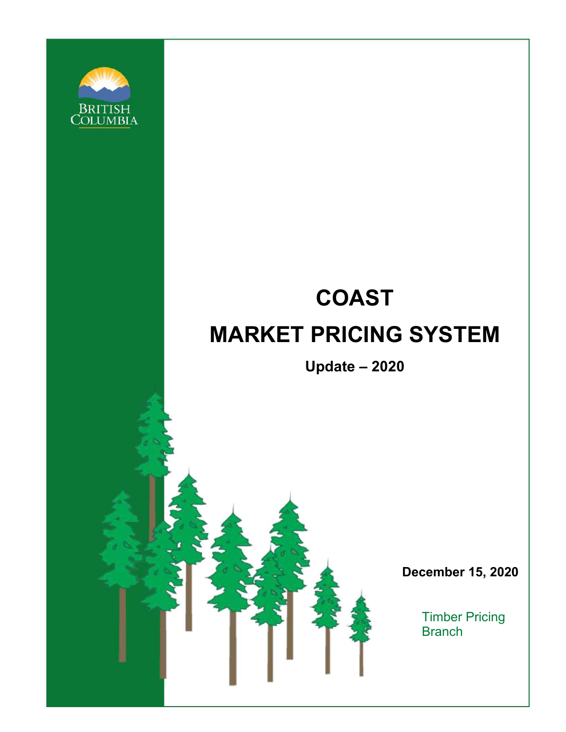BRITISH COLUMBIA

# COAST

# MARKET PRICING SYSTEM

**Update – 2020**

**December 15, 2020**

Timber Pricing Branch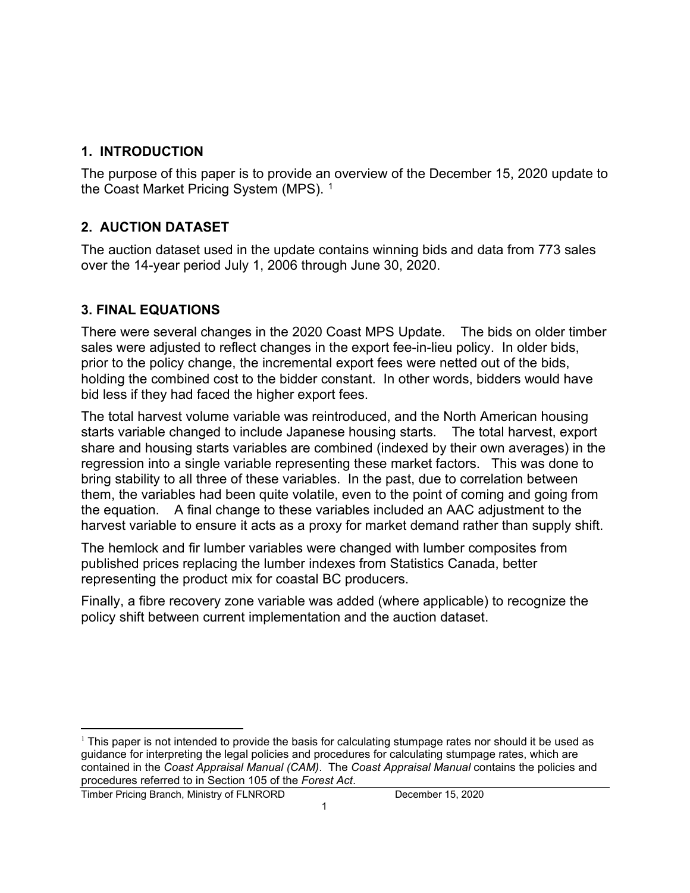## 1. INTRODUCTION

The purpose of this paper is to provide an overview of the December 15, 2020 update to the Coast Market Pricing System (MPS). [1]

## 2. AUCTION DATASET

The auction dataset used in the update contains winning bids and data from 773 sales over the 14-year period July 1, 2006 through June 30, 2020.

## 3. FINAL EQUATIONS

There were several changes in the 2020 Coast MPS Update. The bids on older timber sales were adjusted to reflect changes in the export fee-in-lieu policy. In older bids, prior to the policy change, the incremental export fees were netted out of the bids, holding the combined cost to the bidder constant. In other words, bidders would have bid less if they had faced the higher export fees.

The total harvest volume variable was reintroduced, and the North American housing starts variable changed to include Japanese housing starts. The total harvest, export share and housing starts variables are combined (indexed by their own averages) in the regression into a single variable representing these market factors. This was done to bring stability to all three of these variables. In the past, due to correlation between them, the variables had been quite volatile, even to the point of coming and going from the equation. A final change to these variables included an AAC adjustment to the harvest variable to ensure it acts as a proxy for market demand rather than supply shift.

The hemlock and fir lumber variables were changed with lumber composites from published prices replacing the lumber indexes from Statistics Canada, better representing the product mix for coastal BC producers.

Finally, a fibre recovery zone variable was added (where applicable) to recognize the policy shift between current implementation and the auction dataset.

[1] This paper is not intended to provide the basis for calculating stumpage rates nor should it be used as guidance for interpreting the legal policies and procedures for calculating stumpage rates, which are contained in the *Coast Appraisal Manual (CAM)*. The *Coast Appraisal Manual* contains the policies and procedures referred to in Section 105 of the *Forest Act*.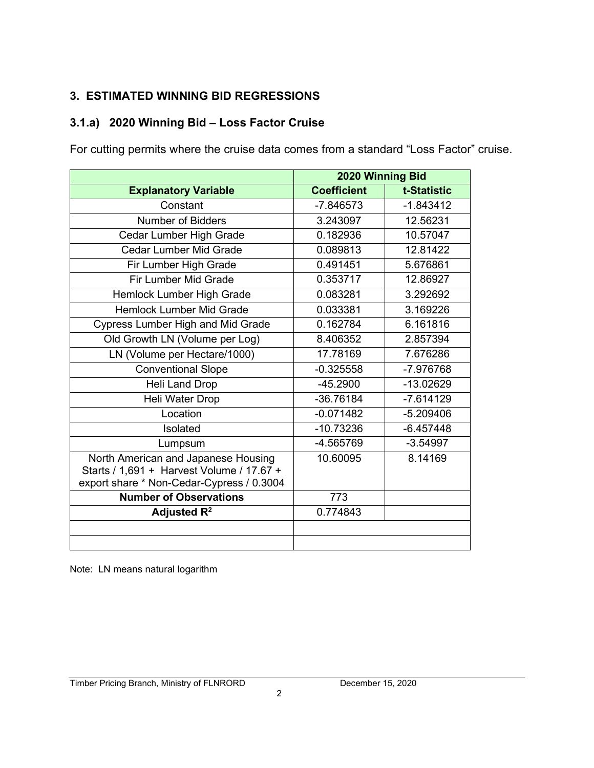## 3. ESTIMATED WINNING BID REGRESSIONS

### 3.1.a) 2020 Winning Bid – Loss Factor Cruise

For cutting permits where the cruise data comes from a standard "Loss Factor" cruise.

| | 2020 Winning Bid | |
|---|---|---|
| **Explanatory Variable** | **Coefficient** | **t-Statistic** |
| Constant | -7.846573 | -1.843412 |
| Number of Bidders | 3.243097 | 12.56231 |
| Cedar Lumber High Grade | 0.182936 | 10.57047 |
| Cedar Lumber Mid Grade | 0.089813 | 12.81422 |
| Fir Lumber High Grade | 0.491451 | 5.676861 |
| Fir Lumber Mid Grade | 0.353717 | 12.86927 |
| Hemlock Lumber High Grade | 0.083281 | 3.292692 |
| Hemlock Lumber Mid Grade | 0.033381 | 3.169226 |
| Cypress Lumber High and Mid Grade | 0.162784 | 6.161816 |
| Old Growth LN (Volume per Log) | 8.406352 | 2.857394 |
| LN (Volume per Hectare/1000) | 17.78169 | 7.676286 |
| Conventional Slope | -0.325558 | -7.976768 |
| Heli Land Drop | -45.2900 | -13.02629 |
| Heli Water Drop | -36.76184 | -7.614129 |
| Location | -0.071482 | -5.209406 |
| Isolated | -10.73236 | -6.457448 |
| Lumpsum | -4.565769 | -3.54997 |
| North American and Japanese Housing Starts / 1,691 + Harvest Volume / 17.67 + export share * Non-Cedar-Cypress / 0.3004 | 10.60095 | 8.14169 |
| **Number of Observations** | 773 | |
| **Adjusted $R^2$** | 0.774843 | |
| | | |
| | | |

Note: LN means natural logarithm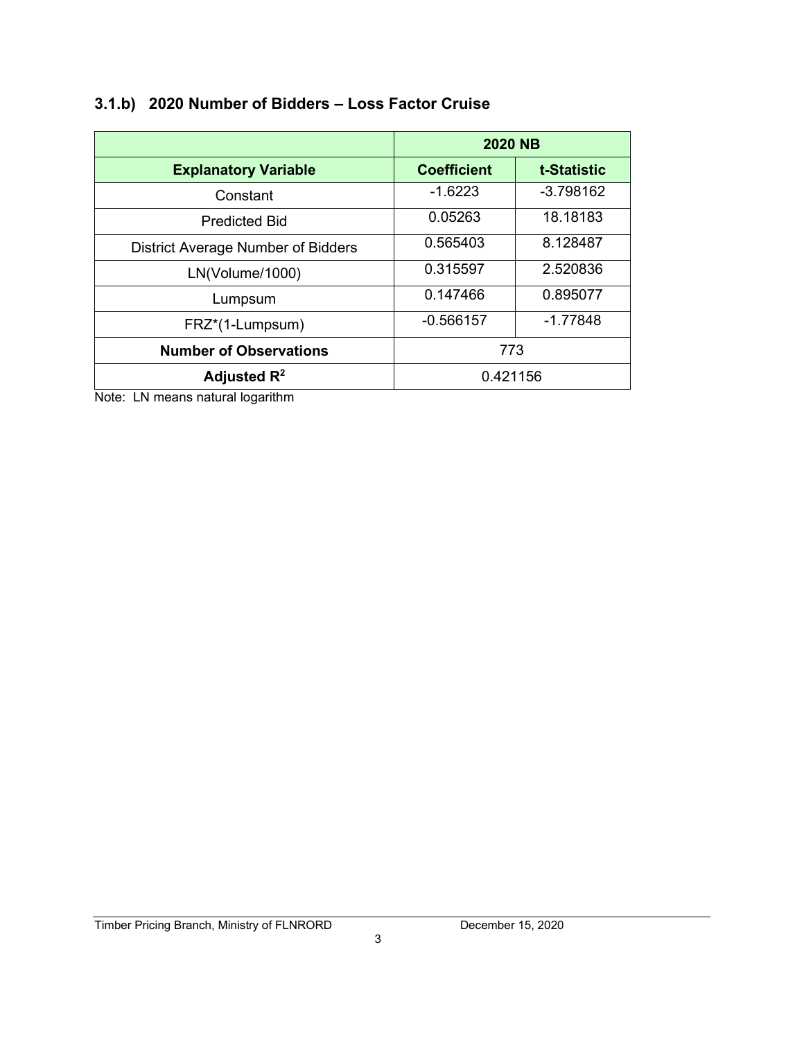### 3.1.b) 2020 Number of Bidders – Loss Factor Cruise

| | 2020 NB | |
|---|---|---|
| **Explanatory Variable** | **Coefficient** | **t-Statistic** |
| Constant | -1.6223 | -3.798162 |
| Predicted Bid | 0.05263 | 18.18183 |
| District Average Number of Bidders | 0.565403 | 8.128487 |
| LN(Volume/1000) | 0.315597 | 2.520836 |
| Lumpsum | 0.147466 | 0.895077 |
| FRZ*(1-Lumpsum) | -0.566157 | -1.77848 |
| **Number of Observations** | 773 | |
| **Adjusted $R^2$** | 0.421156 | |

Note: LN means natural logarithm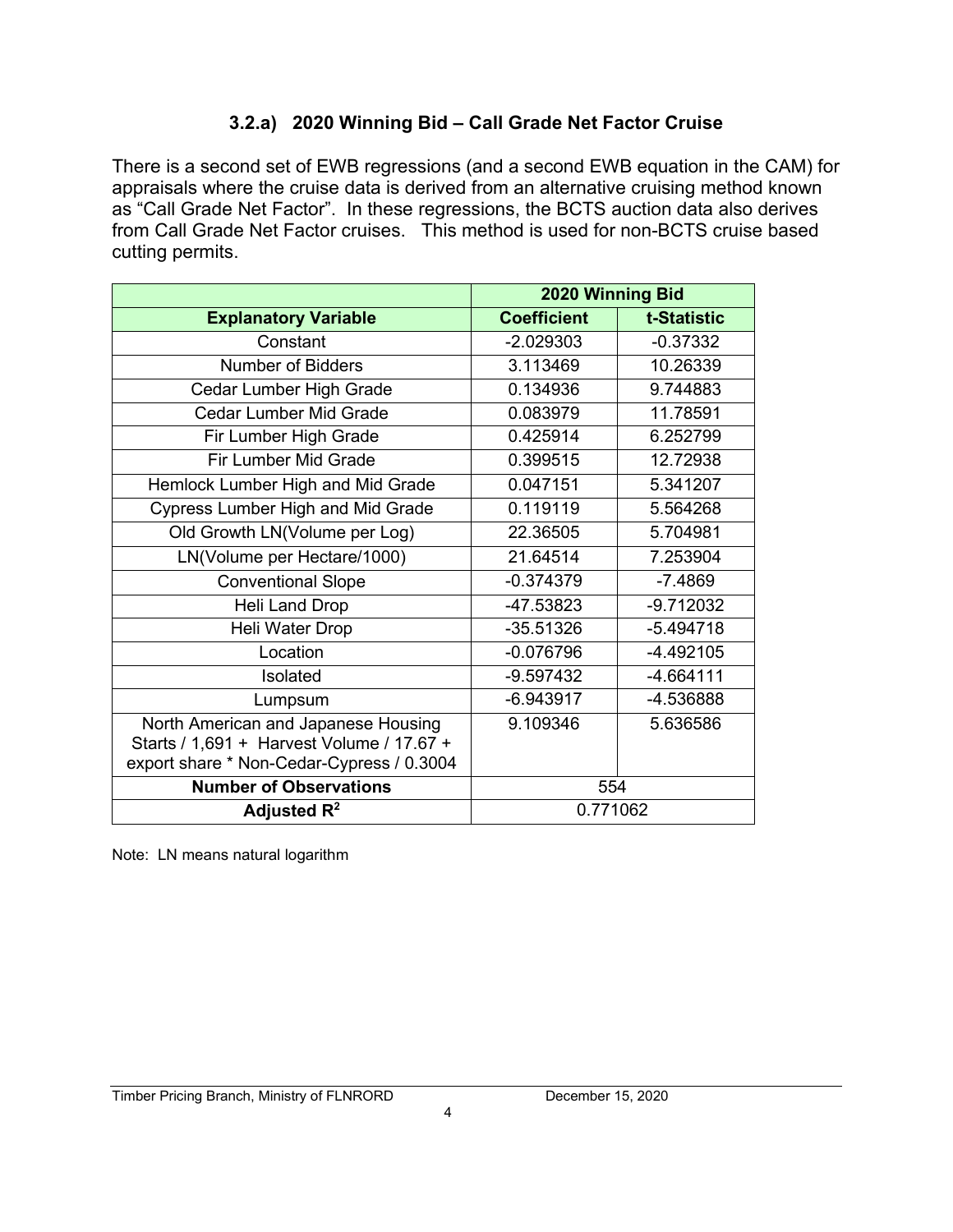### 3.2.a) 2020 Winning Bid – Call Grade Net Factor Cruise

There is a second set of EWB regressions (and a second EWB equation in the CAM) for appraisals where the cruise data is derived from an alternative cruising method known as "Call Grade Net Factor". In these regressions, the BCTS auction data also derives from Call Grade Net Factor cruises. This method is used for non-BCTS cruise based cutting permits.

| | 2020 Winning Bid | |
|---|---|---|
| **Explanatory Variable** | **Coefficient** | **t-Statistic** |
| Constant | -2.029303 | -0.37332 |
| Number of Bidders | 3.113469 | 10.26339 |
| Cedar Lumber High Grade | 0.134936 | 9.744883 |
| Cedar Lumber Mid Grade | 0.083979 | 11.78591 |
| Fir Lumber High Grade | 0.425914 | 6.252799 |
| Fir Lumber Mid Grade | 0.399515 | 12.72938 |
| Hemlock Lumber High and Mid Grade | 0.047151 | 5.341207 |
| Cypress Lumber High and Mid Grade | 0.119119 | 5.564268 |
| Old Growth LN(Volume per Log) | 22.36505 | 5.704981 |
| LN(Volume per Hectare/1000) | 21.64514 | 7.253904 |
| Conventional Slope | -0.374379 | -7.4869 |
| Heli Land Drop | -47.53823 | -9.712032 |
| Heli Water Drop | -35.51326 | -5.494718 |
| Location | -0.076796 | -4.492105 |
| Isolated | -9.597432 | -4.664111 |
| Lumpsum | -6.943917 | -4.536888 |
| North American and Japanese Housing Starts / 1,691 + Harvest Volume / 17.67 + export share * Non-Cedar-Cypress / 0.3004 | 9.109346 | 5.636586 |
| **Number of Observations** | 554 | |
| **Adjusted $R^2$** | 0.771062 | |

Note: LN means natural logarithm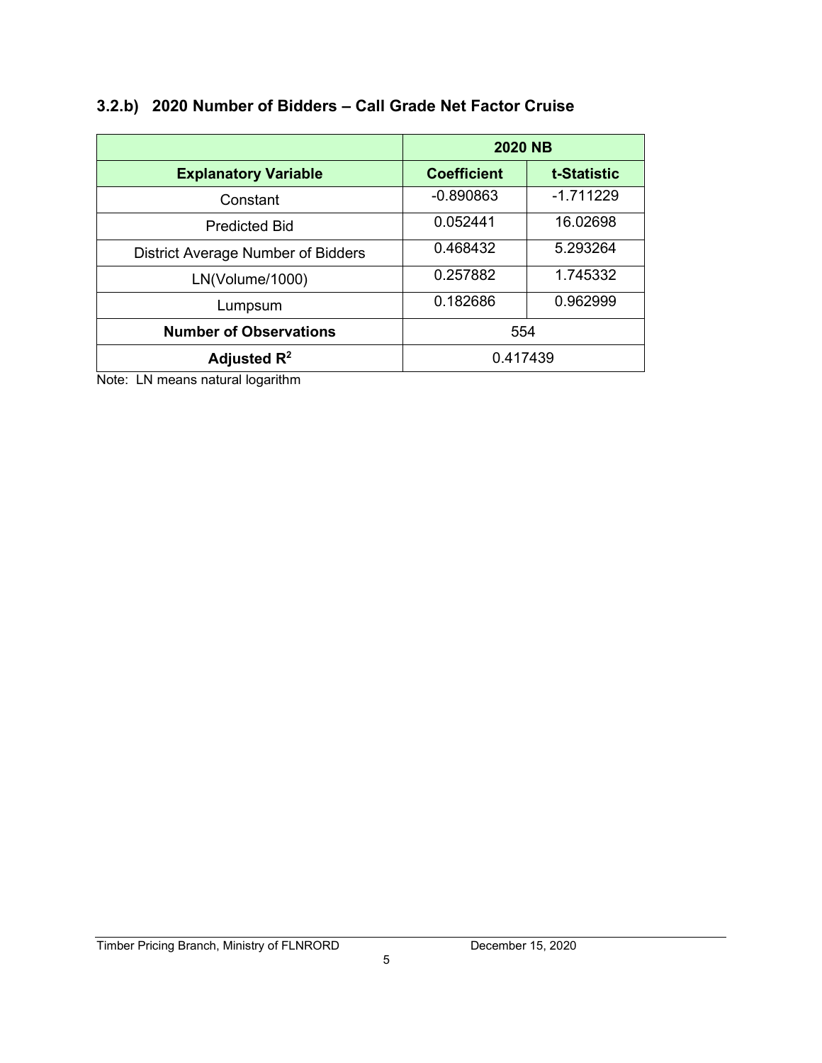### 3.2.b) 2020 Number of Bidders – Call Grade Net Factor Cruise

| | 2020 NB | |
|---|---|---|
| **Explanatory Variable** | **Coefficient** | **t-Statistic** |
| Constant | -0.890863 | -1.711229 |
| Predicted Bid | 0.052441 | 16.02698 |
| District Average Number of Bidders | 0.468432 | 5.293264 |
| LN(Volume/1000) | 0.257882 | 1.745332 |
| Lumpsum | 0.182686 | 0.962999 |
| **Number of Observations** | 554 | |
| **Adjusted $R^2$** | 0.417439 | |

Note: LN means natural logarithm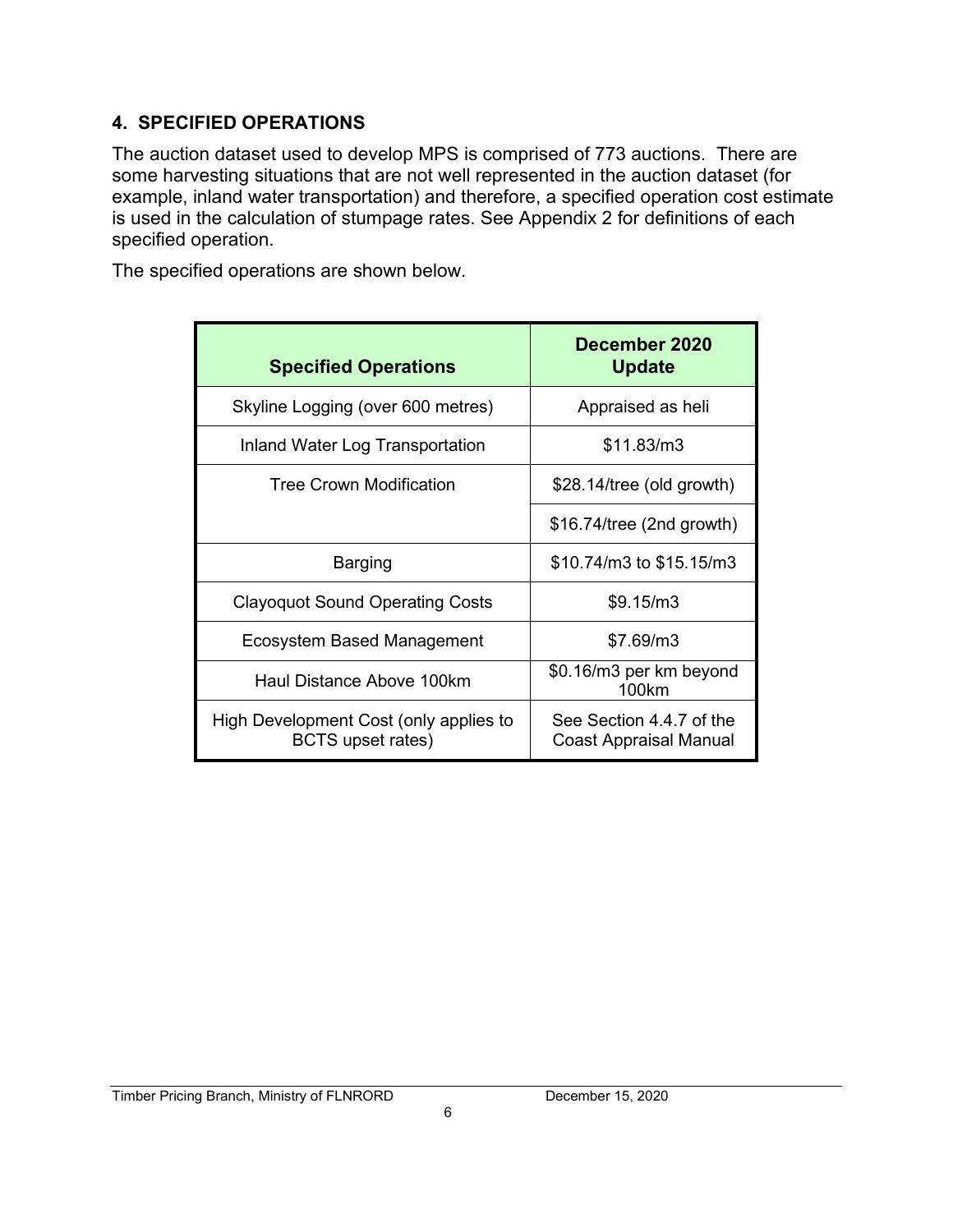## 4. SPECIFIED OPERATIONS

The auction dataset used to develop MPS is comprised of 773 auctions. There are some harvesting situations that are not well represented in the auction dataset (for example, inland water transportation) and therefore, a specified operation cost estimate is used in the calculation of stumpage rates. See Appendix 2 for definitions of each specified operation.

The specified operations are shown below.

| Specified Operations | December 2020 Update |
|---|---|
| Skyline Logging (over 600 metres) | Appraised as heli |
| Inland Water Log Transportation | \$11.83/m3 |
| Tree Crown Modification | \$28.14/tree (old growth) |
| | \$16.74/tree (2nd growth) |
| Barging | \$10.74/m3 to \$15.15/m3 |
| Clayoquot Sound Operating Costs | \$9.15/m3 |
| Ecosystem Based Management | \$7.69/m3 |
| Haul Distance Above 100km | \$0.16/m3 per km beyond 100km |
| High Development Cost (only applies to BCTS upset rates) | See Section 4.4.7 of the Coast Appraisal Manual |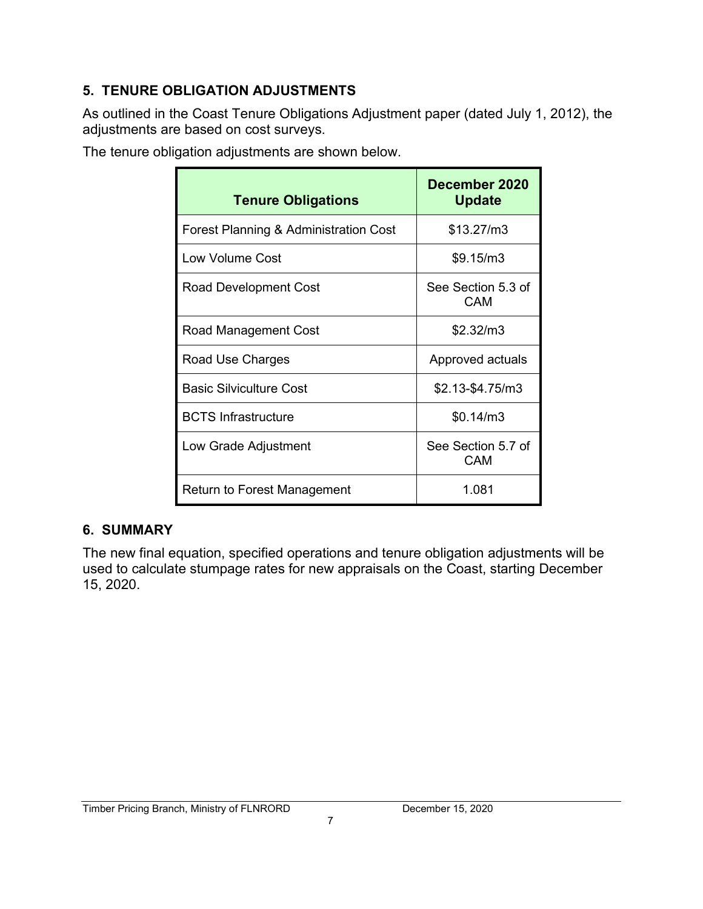## 5. TENURE OBLIGATION ADJUSTMENTS

As outlined in the Coast Tenure Obligations Adjustment paper (dated July 1, 2012), the adjustments are based on cost surveys.

The tenure obligation adjustments are shown below.

| Tenure Obligations | December 2020 Update |
|---|---|
| Forest Planning & Administration Cost | $13.27/m3 |
| Low Volume Cost | $9.15/m3 |
| Road Development Cost | See Section 5.3 of CAM |
| Road Management Cost | $2.32/m3 |
| Road Use Charges | Approved actuals |
| Basic Silviculture Cost | $2.13-$4.75/m3 |
| BCTS Infrastructure | $0.14/m3 |
| Low Grade Adjustment | See Section 5.7 of CAM |
| Return to Forest Management | 1.081 |

## 6. SUMMARY

The new final equation, specified operations and tenure obligation adjustments will be used to calculate stumpage rates for new appraisals on the Coast, starting December 15, 2020.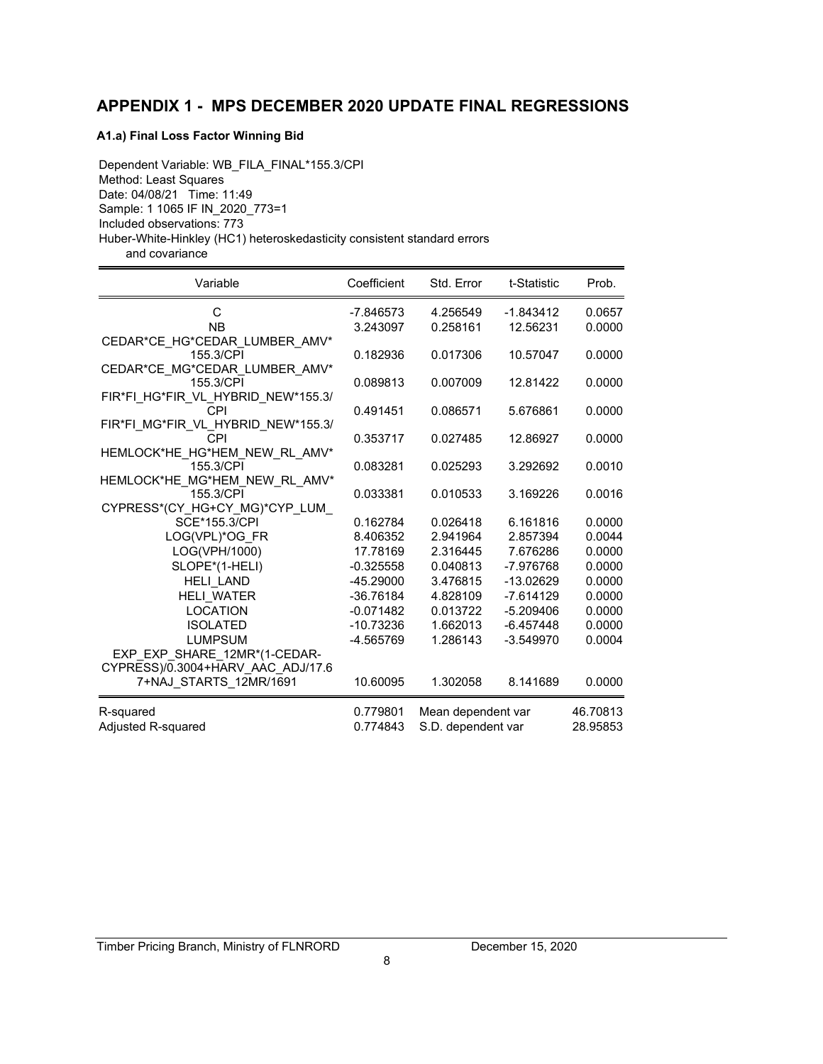## APPENDIX 1 - MPS DECEMBER 2020 UPDATE FINAL REGRESSIONS

### A1.a) Final Loss Factor Winning Bid

Dependent Variable: WB_FILA_FINAL*155.3/CPI
Method: Least Squares
Date: 04/08/21 Time: 11:49
Sample: 1 1065 IF IN_2020_773=1
Included observations: 773
Huber-White-Hinkley (HC1) heteroskedasticity consistent standard errors
and covariance

| Variable | Coefficient | Std. Error | t-Statistic | Prob. |
|---|---|---|---|---|
| C | -7.846573 | 4.256549 | -1.843412 | 0.0657 |
| NB | 3.243097 | 0.258161 | 12.56231 | 0.0000 |
| CEDAR*CE_HG*CEDAR_LUMBER_AMV*155.3/CPI | 0.182936 | 0.017306 | 10.57047 | 0.0000 |
| CEDAR*CE_MG*CEDAR_LUMBER_AMV*155.3/CPI | 0.089813 | 0.007009 | 12.81422 | 0.0000 |
| FIR*FI_HG*FIR_VL_HYBRID_NEW*155.3/CPI | 0.491451 | 0.086571 | 5.676861 | 0.0000 |
| FIR*FI_MG*FIR_VL_HYBRID_NEW*155.3/CPI | 0.353717 | 0.027485 | 12.86927 | 0.0000 |
| HEMLOCK*HE_HG*HEM_NEW_RL_AMV*155.3/CPI | 0.083281 | 0.025293 | 3.292692 | 0.0010 |
| HEMLOCK*HE_MG*HEM_NEW_RL_AMV*155.3/CPI | 0.033381 | 0.010533 | 3.169226 | 0.0016 |
| CYPRESS*(CY_HG+CY_MG)*CYP_LUM_SCE*155.3/CPI | 0.162784 | 0.026418 | 6.161816 | 0.0000 |
| LOG(VPL)*OG_FR | 8.406352 | 2.941964 | 2.857394 | 0.0044 |
| LOG(VPH/1000) | 17.78169 | 2.316445 | 7.676286 | 0.0000 |
| SLOPE*(1-HELI) | -0.325558 | 0.040813 | -7.976768 | 0.0000 |
| HELI_LAND | -45.29000 | 3.476815 | -13.02629 | 0.0000 |
| HELI_WATER | -36.76184 | 4.828109 | -7.614129 | 0.0000 |
| LOCATION | -0.071482 | 0.013722 | -5.209406 | 0.0000 |
| ISOLATED | -10.73236 | 1.662013 | -6.457448 | 0.0000 |
| LUMPSUM | -4.565769 | 1.286143 | -3.549970 | 0.0004 |
| EXP_EXP_SHARE_12MR*(1-CEDAR-CYPRESS)/0.3004+HARV_AAC_ADJ/17.67+NAJ_STARTS_12MR/1691 | 10.60095 | 1.302058 | 8.141689 | 0.0000 |

| | | | |
|---|---|---|---|
| R-squared | 0.779801 | Mean dependent var | 46.70813 |
| Adjusted R-squared | 0.774843 | S.D. dependent var | 28.95853 |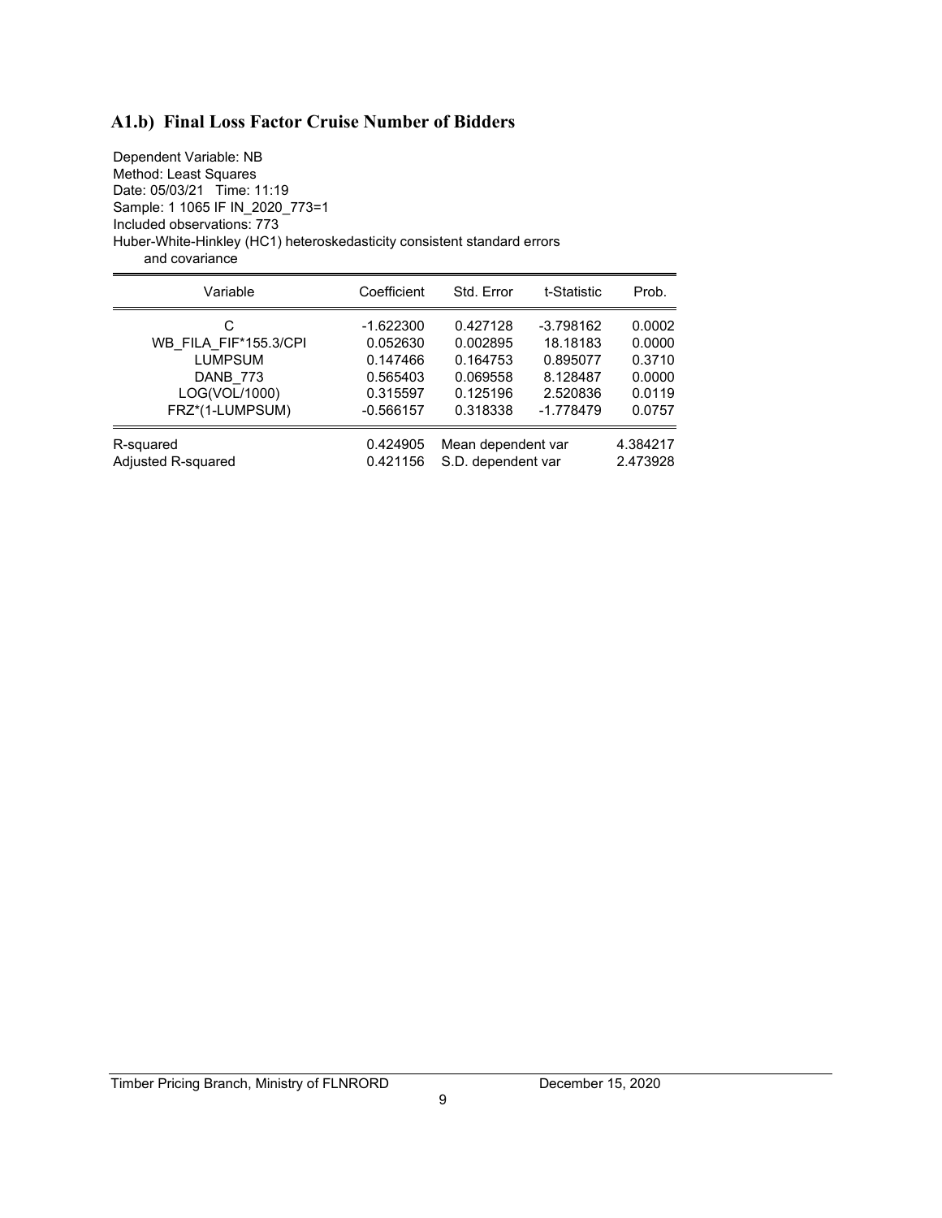## A1.b) Final Loss Factor Cruise Number of Bidders

Dependent Variable: NB
Method: Least Squares
Date: 05/03/21 Time: 11:19
Sample: 1 1065 IF IN_2020_773=1
Included observations: 773
Huber-White-Hinkley (HC1) heteroskedasticity consistent standard errors
and covariance

| Variable | Coefficient | Std. Error | t-Statistic | Prob. |
|---|---|---|---|---|
| C | -1.622300 | 0.427128 | -3.798162 | 0.0002 |
| WB_FILA_FIF*155.3/CPI | 0.052630 | 0.002895 | 18.18183 | 0.0000 |
| LUMPSUM | 0.147466 | 0.164753 | 0.895077 | 0.3710 |
| DANB_773 | 0.565403 | 0.069558 | 8.128487 | 0.0000 |
| LOG(VOL/1000) | 0.315597 | 0.125196 | 2.520836 | 0.0119 |
| FRZ*(1-LUMPSUM) | -0.566157 | 0.318338 | -1.778479 | 0.0757 |

| | | | |
|---|---|---|---|
| R-squared | 0.424905 | Mean dependent var | 4.384217 |
| Adjusted R-squared | 0.421156 | S.D. dependent var | 2.473928 |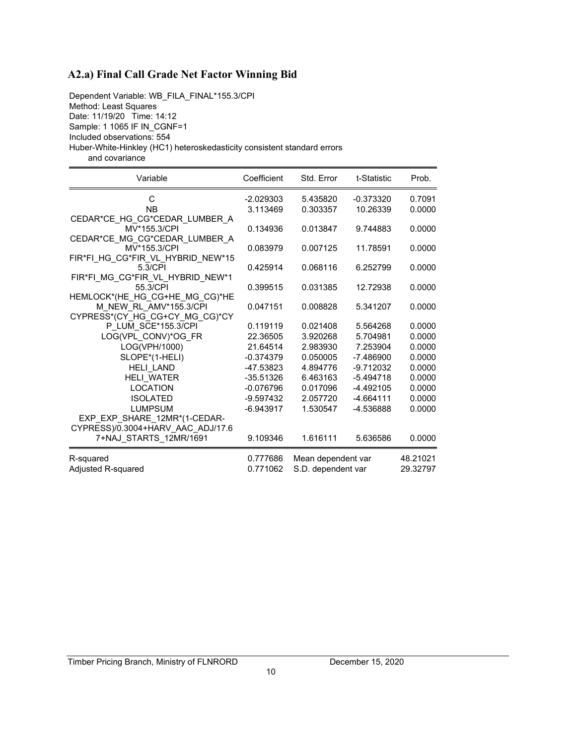## A2.a) Final Call Grade Net Factor Winning Bid

Dependent Variable: WB_FILA_FINAL*155.3/CPI
Method: Least Squares
Date: 11/19/20 Time: 14:12
Sample: 1 1065 IF IN_CGNF=1
Included observations: 554
Huber-White-Hinkley (HC1) heteroskedasticity consistent standard errors and covariance

| Variable | Coefficient | Std. Error | t-Statistic | Prob. |
|---|---|---|---|---|
| C | -2.029303 | 5.435820 | -0.373320 | 0.7091 |
| NB | 3.113469 | 0.303357 | 10.26339 | 0.0000 |
| CEDAR*CE_HG_CG*CEDAR_LUMBER_AMV*155.3/CPI | 0.134936 | 0.013847 | 9.744883 | 0.0000 |
| CEDAR*CE_MG_CG*CEDAR_LUMBER_AMV*155.3/CPI | 0.083979 | 0.007125 | 11.78591 | 0.0000 |
| FIR*FI_HG_CG*FIR_VL_HYBRID_NEW*155.3/CPI | 0.425914 | 0.068116 | 6.252799 | 0.0000 |
| FIR*FI_MG_CG*FIR_VL_HYBRID_NEW*155.3/CPI | 0.399515 | 0.031385 | 12.72938 | 0.0000 |
| HEMLOCK*(HE_HG_CG+HE_MG_CG)*HEM_NEW_RL_AMV*155.3/CPI | 0.047151 | 0.008828 | 5.341207 | 0.0000 |
| CYPRESS*(CY_HG_CG+CY_MG_CG)*CYP_LUM_SCE*155.3/CPI | 0.119119 | 0.021408 | 5.564268 | 0.0000 |
| LOG(VPL_CONV)*OG_FR | 22.36505 | 3.920268 | 5.704981 | 0.0000 |
| LOG(VPH/1000) | 21.64514 | 2.983930 | 7.253904 | 0.0000 |
| SLOPE*(1-HELI) | -0.374379 | 0.050005 | -7.486900 | 0.0000 |
| HELI_LAND | -47.53823 | 4.894776 | -9.712032 | 0.0000 |
| HELI_WATER | -35.51326 | 6.463163 | -5.494718 | 0.0000 |
| LOCATION | -0.076796 | 0.017096 | -4.492105 | 0.0000 |
| ISOLATED | -9.597432 | 2.057720 | -4.664111 | 0.0000 |
| LUMPSUM | -6.943917 | 1.530547 | -4.536888 | 0.0000 |
| EXP_EXP_SHARE_12MR*(1-CEDAR-CYPRESS)/0.3004+HARV_AAC_ADJ/17.67+NAJ_STARTS_12MR/1691 | 9.109346 | 1.616111 | 5.636586 | 0.0000 |

| | | | |
|---|---|---|---|
| R-squared | 0.777686 | Mean dependent var | 48.21021 |
| Adjusted R-squared | 0.771062 | S.D. dependent var | 29.32797 |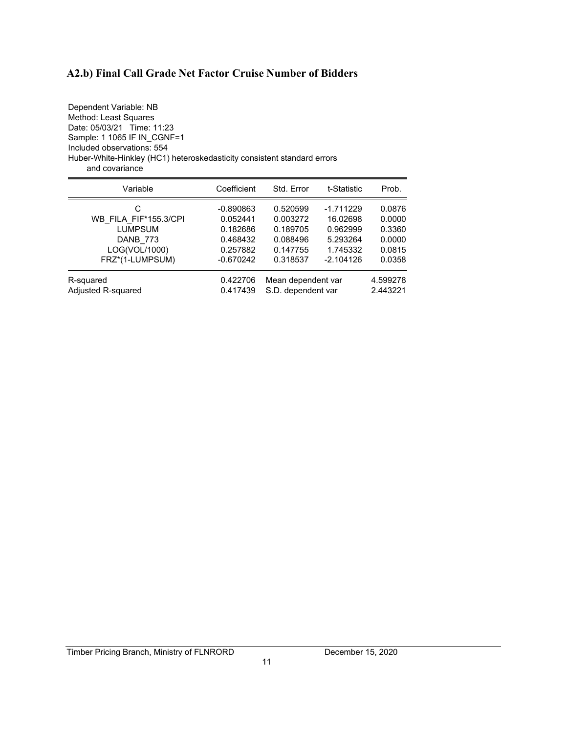## A2.b) Final Call Grade Net Factor Cruise Number of Bidders

Dependent Variable: NB
Method: Least Squares
Date: 05/03/21 Time: 11:23
Sample: 1 1065 IF IN_CGNF=1
Included observations: 554
Huber-White-Hinkley (HC1) heteroskedasticity consistent standard errors
and covariance

| Variable | Coefficient | Std. Error | t-Statistic | Prob. |
|---|---|---|---|---|
| C | -0.890863 | 0.520599 | -1.711229 | 0.0876 |
| WB_FILA_FIF*155.3/CPI | 0.052441 | 0.003272 | 16.02698 | 0.0000 |
| LUMPSUM | 0.182686 | 0.189705 | 0.962999 | 0.3360 |
| DANB_773 | 0.468432 | 0.088496 | 5.293264 | 0.0000 |
| LOG(VOL/1000) | 0.257882 | 0.147755 | 1.745332 | 0.0815 |
| FRZ*(1-LUMPSUM) | -0.670242 | 0.318537 | -2.104126 | 0.0358 |
| R-squared | 0.422706 | Mean dependent var | | 4.599278 |
| Adjusted R-squared | 0.417439 | S.D. dependent var | | 2.443221 |

Timber Pricing Branch, Ministry of FLNRORD December 15, 2020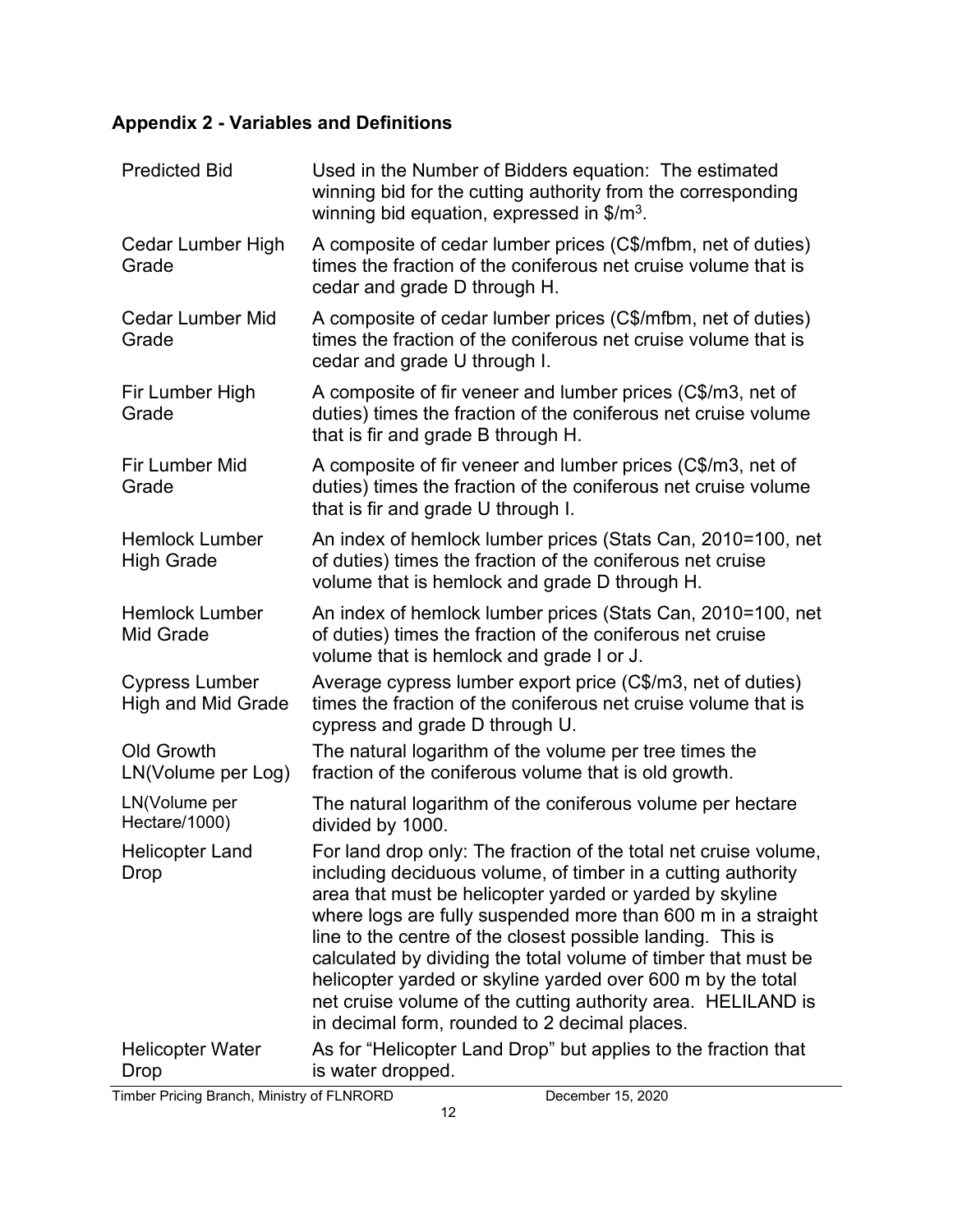## Appendix 2 - Variables and Definitions

| Variable | Definition |
|---|---|
| Predicted Bid | Used in the Number of Bidders equation: The estimated winning bid for the cutting authority from the corresponding winning bid equation, expressed in $/m³. |
| Cedar Lumber High Grade | A composite of cedar lumber prices (C$/mfbm, net of duties) times the fraction of the coniferous net cruise volume that is cedar and grade D through H. |
| Cedar Lumber Mid Grade | A composite of cedar lumber prices (C$/mfbm, net of duties) times the fraction of the coniferous net cruise volume that is cedar and grade U through I. |
| Fir Lumber High Grade | A composite of fir veneer and lumber prices (C$/m3, net of duties) times the fraction of the coniferous net cruise volume that is fir and grade B through H. |
| Fir Lumber Mid Grade | A composite of fir veneer and lumber prices (C$/m3, net of duties) times the fraction of the coniferous net cruise volume that is fir and grade U through I. |
| Hemlock Lumber High Grade | An index of hemlock lumber prices (Stats Can, 2010=100, net of duties) times the fraction of the coniferous net cruise volume that is hemlock and grade D through H. |
| Hemlock Lumber Mid Grade | An index of hemlock lumber prices (Stats Can, 2010=100, net of duties) times the fraction of the coniferous net cruise volume that is hemlock and grade I or J. |
| Cypress Lumber High and Mid Grade | Average cypress lumber export price (C$/m3, net of duties) times the fraction of the coniferous net cruise volume that is cypress and grade D through U. |
| Old Growth LN(Volume per Log) | The natural logarithm of the volume per tree times the fraction of the coniferous volume that is old growth. |
| LN(Volume per Hectare/1000) | The natural logarithm of the coniferous volume per hectare divided by 1000. |
| Helicopter Land Drop | For land drop only: The fraction of the total net cruise volume, including deciduous volume, of timber in a cutting authority area that must be helicopter yarded or yarded by skyline where logs are fully suspended more than 600 m in a straight line to the centre of the closest possible landing. This is calculated by dividing the total volume of timber that must be helicopter yarded or skyline yarded over 600 m by the total net cruise volume of the cutting authority area. HELILAND is in decimal form, rounded to 2 decimal places. |
| Helicopter Water Drop | As for "Helicopter Land Drop" but applies to the fraction that is water dropped. |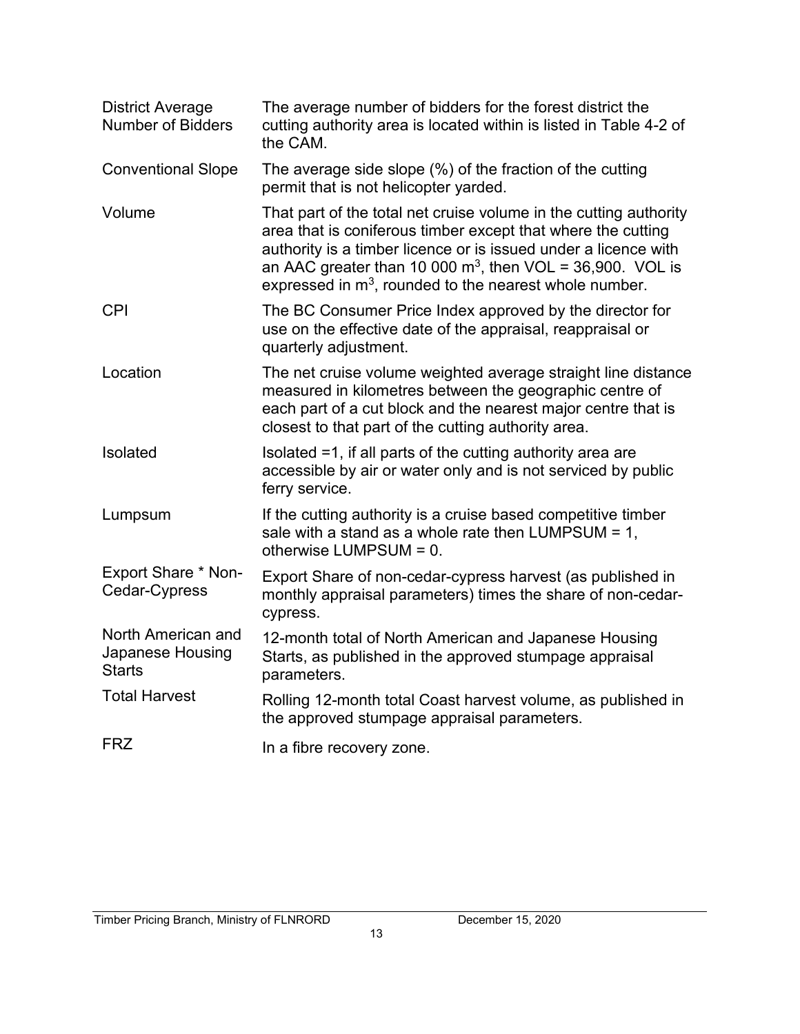| | |
|---|---|
| District Average Number of Bidders | The average number of bidders for the forest district the cutting authority area is located within is listed in Table 4-2 of the CAM. |
| Conventional Slope | The average side slope (%) of the fraction of the cutting permit that is not helicopter yarded. |
| Volume | That part of the total net cruise volume in the cutting authority area that is coniferous timber except that where the cutting authority is a timber licence or is issued under a licence with an AAC greater than 10 000 $m^3$, then VOL = 36,900. VOL is expressed in $m^3$, rounded to the nearest whole number. |
| CPI | The BC Consumer Price Index approved by the director for use on the effective date of the appraisal, reappraisal or quarterly adjustment. |
| Location | The net cruise volume weighted average straight line distance measured in kilometres between the geographic centre of each part of a cut block and the nearest major centre that is closest to that part of the cutting authority area. |
| Isolated | Isolated =1, if all parts of the cutting authority area are accessible by air or water only and is not serviced by public ferry service. |
| Lumpsum | If the cutting authority is a cruise based competitive timber sale with a stand as a whole rate then LUMPSUM = 1, otherwise LUMPSUM = 0. |
| Export Share * Non-Cedar-Cypress | Export Share of non-cedar-cypress harvest (as published in monthly appraisal parameters) times the share of non-cedar-cypress. |
| North American and Japanese Housing Starts | 12-month total of North American and Japanese Housing Starts, as published in the approved stumpage appraisal parameters. |
| Total Harvest | Rolling 12-month total Coast harvest volume, as published in the approved stumpage appraisal parameters. |
| FRZ | In a fibre recovery zone. |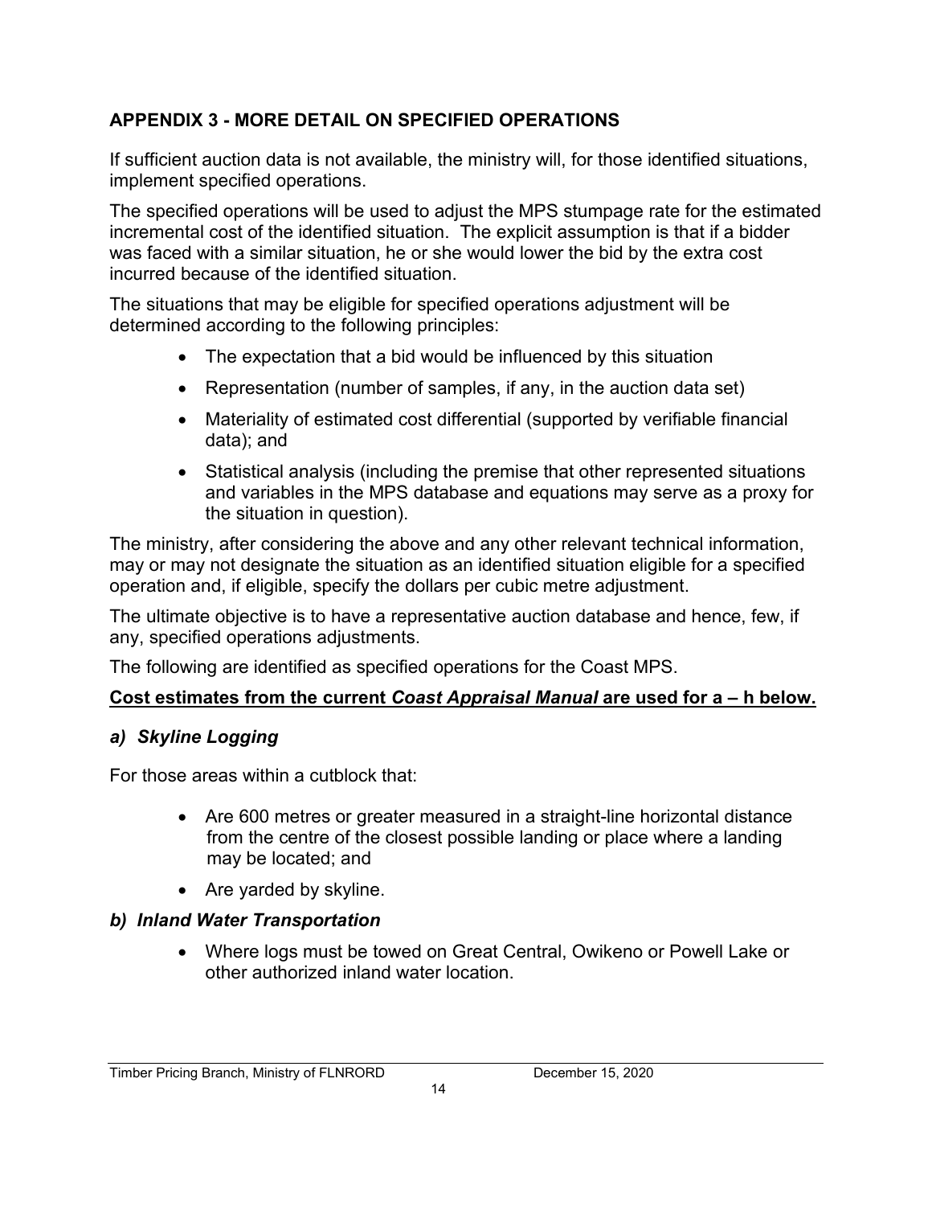## APPENDIX 3 - MORE DETAIL ON SPECIFIED OPERATIONS

If sufficient auction data is not available, the ministry will, for those identified situations, implement specified operations.

The specified operations will be used to adjust the MPS stumpage rate for the estimated incremental cost of the identified situation. The explicit assumption is that if a bidder was faced with a similar situation, he or she would lower the bid by the extra cost incurred because of the identified situation.

The situations that may be eligible for specified operations adjustment will be determined according to the following principles:

- The expectation that a bid would be influenced by this situation
- Representation (number of samples, if any, in the auction data set)
- Materiality of estimated cost differential (supported by verifiable financial data); and
- Statistical analysis (including the premise that other represented situations and variables in the MPS database and equations may serve as a proxy for the situation in question).

The ministry, after considering the above and any other relevant technical information, may or may not designate the situation as an identified situation eligible for a specified operation and, if eligible, specify the dollars per cubic metre adjustment.

The ultimate objective is to have a representative auction database and hence, few, if any, specified operations adjustments.

The following are identified as specified operations for the Coast MPS.

**Cost estimates from the current *Coast Appraisal Manual* are used for a – h below.**

### *a) Skyline Logging*

For those areas within a cutblock that:

- Are 600 metres or greater measured in a straight-line horizontal distance from the centre of the closest possible landing or place where a landing may be located; and
- Are yarded by skyline.

### *b) Inland Water Transportation*

- Where logs must be towed on Great Central, Owikeno or Powell Lake or other authorized inland water location.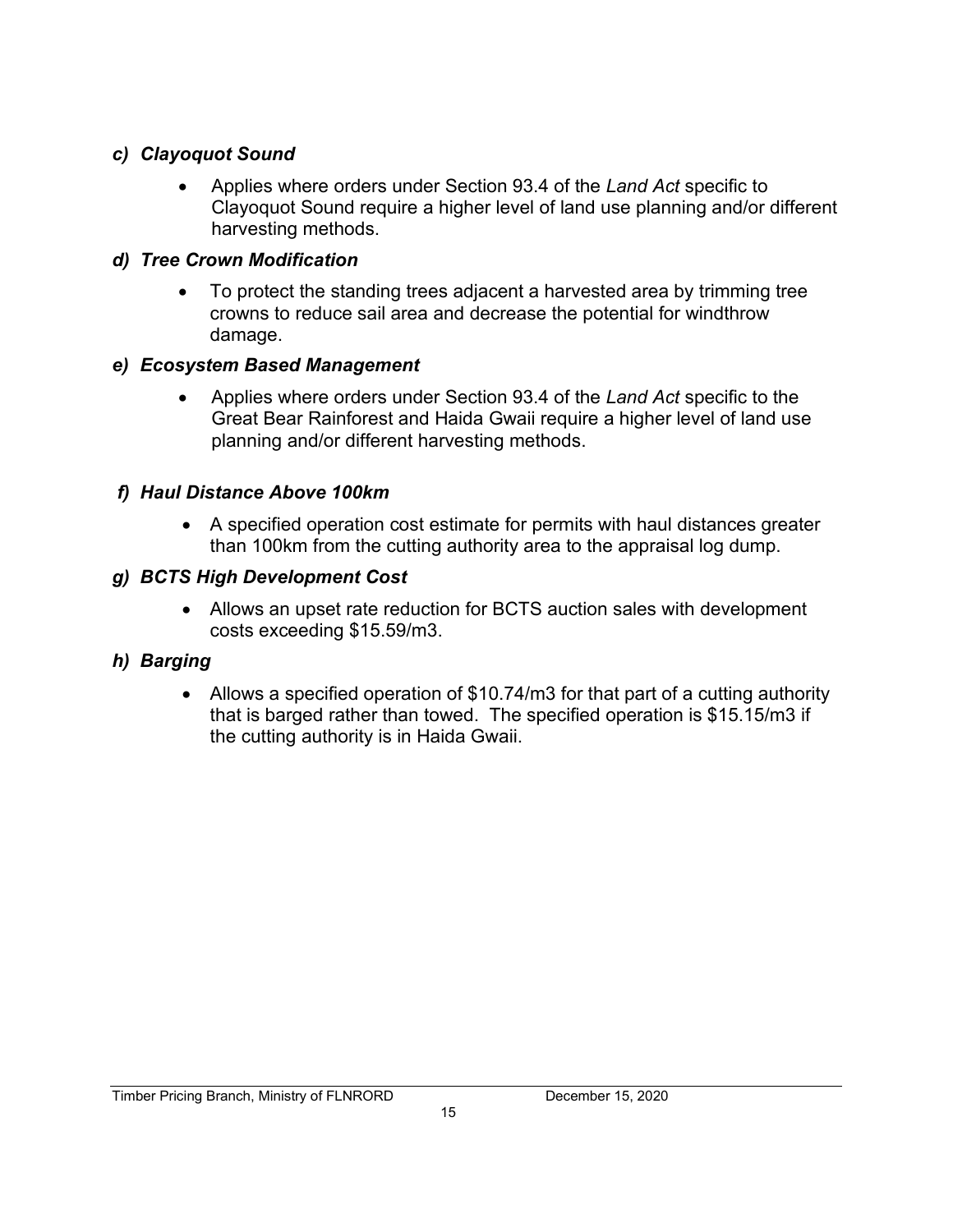*c) Clayoquot Sound*

- Applies where orders under Section 93.4 of the *Land Act* specific to Clayoquot Sound require a higher level of land use planning and/or different harvesting methods.

*d) Tree Crown Modification*

- To protect the standing trees adjacent a harvested area by trimming tree crowns to reduce sail area and decrease the potential for windthrow damage.

*e) Ecosystem Based Management*

- Applies where orders under Section 93.4 of the *Land Act* specific to the Great Bear Rainforest and Haida Gwaii require a higher level of land use planning and/or different harvesting methods.

*f) Haul Distance Above 100km*

- A specified operation cost estimate for permits with haul distances greater than 100km from the cutting authority area to the appraisal log dump.

*g) BCTS High Development Cost*

- Allows an upset rate reduction for BCTS auction sales with development costs exceeding $15.59/m3.

*h) Barging*

- Allows a specified operation of $10.74/m3 for that part of a cutting authority that is barged rather than towed. The specified operation is $15.15/m3 if the cutting authority is in Haida Gwaii.